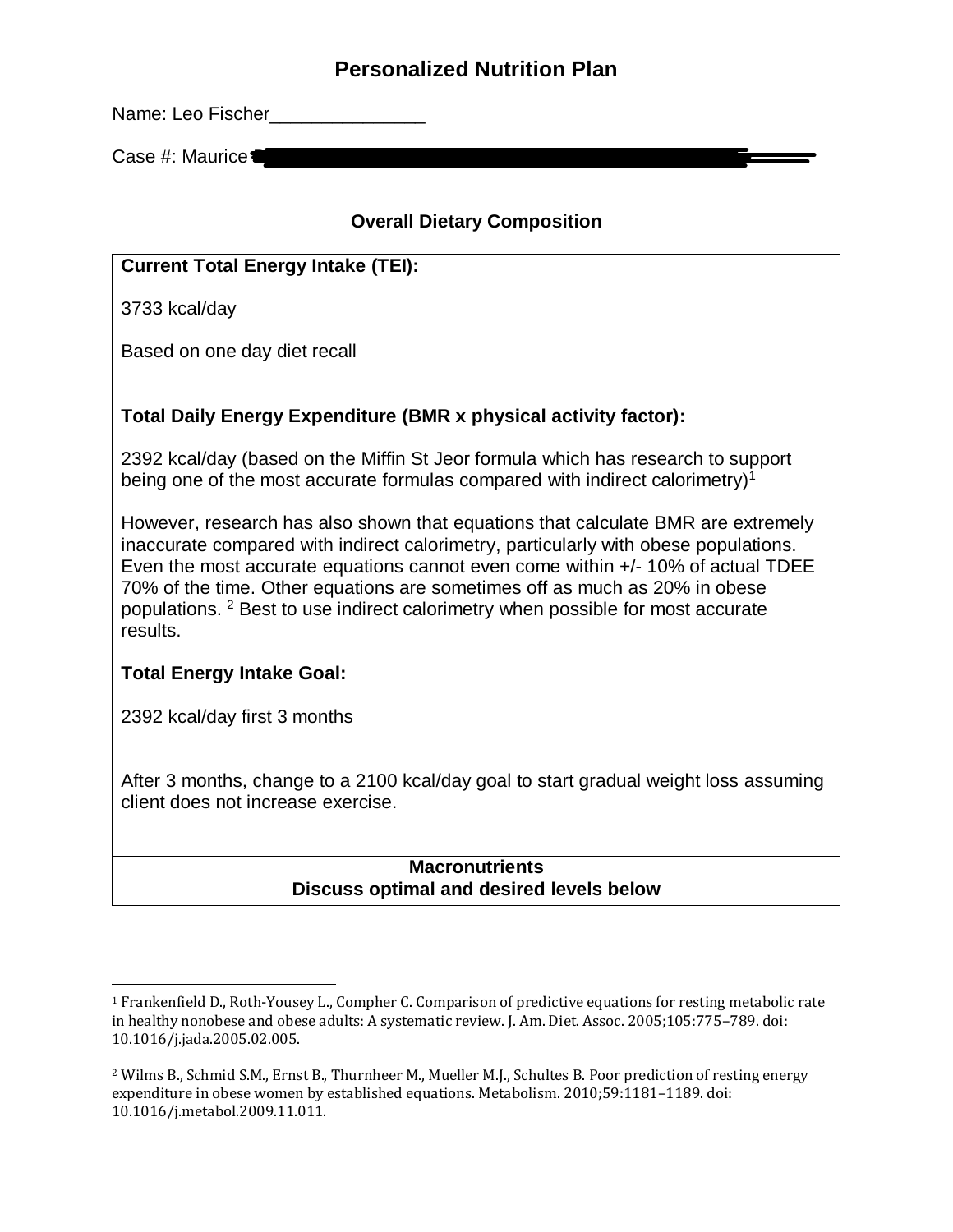# Personalized Nutrition Plan

Name: Leo Fischer_______________

Case #: Maurice

## Overall Dietary Composition

**Current Total Energy Intake (TEI):**

3733 kcal/day

Based on one day diet recall

**Total Daily Energy Expenditure (BMR x physical activity factor):**

2392 kcal/day (based on the Miffin St Jeor formula which has research to support being one of the most accurate formulas compared with indirect calorimetry)[1]

However, research has also shown that equations that calculate BMR are extremely inaccurate compared with indirect calorimetry, particularly with obese populations. Even the most accurate equations cannot even come within +/- 10% of actual TDEE 70% of the time. Other equations are sometimes off as much as 20% in obese populations. [2] Best to use indirect calorimetry when possible for most accurate results.

**Total Energy Intake Goal:**

2392 kcal/day first 3 months

After 3 months, change to a 2100 kcal/day goal to start gradual weight loss assuming client does not increase exercise.

**Macronutrients**
**Discuss optimal and desired levels below**

---

[1] Frankenfield D., Roth-Yousey L., Compher C. Comparison of predictive equations for resting metabolic rate in healthy nonobese and obese adults: A systematic review. J. Am. Diet. Assoc. 2005;105:775–789. doi: 10.1016/j.jada.2005.02.005.

[2] Wilms B., Schmid S.M., Ernst B., Thurnheer M., Mueller M.J., Schultes B. Poor prediction of resting energy expenditure in obese women by established equations. Metabolism. 2010;59:1181–1189. doi: 10.1016/j.metabol.2009.11.011.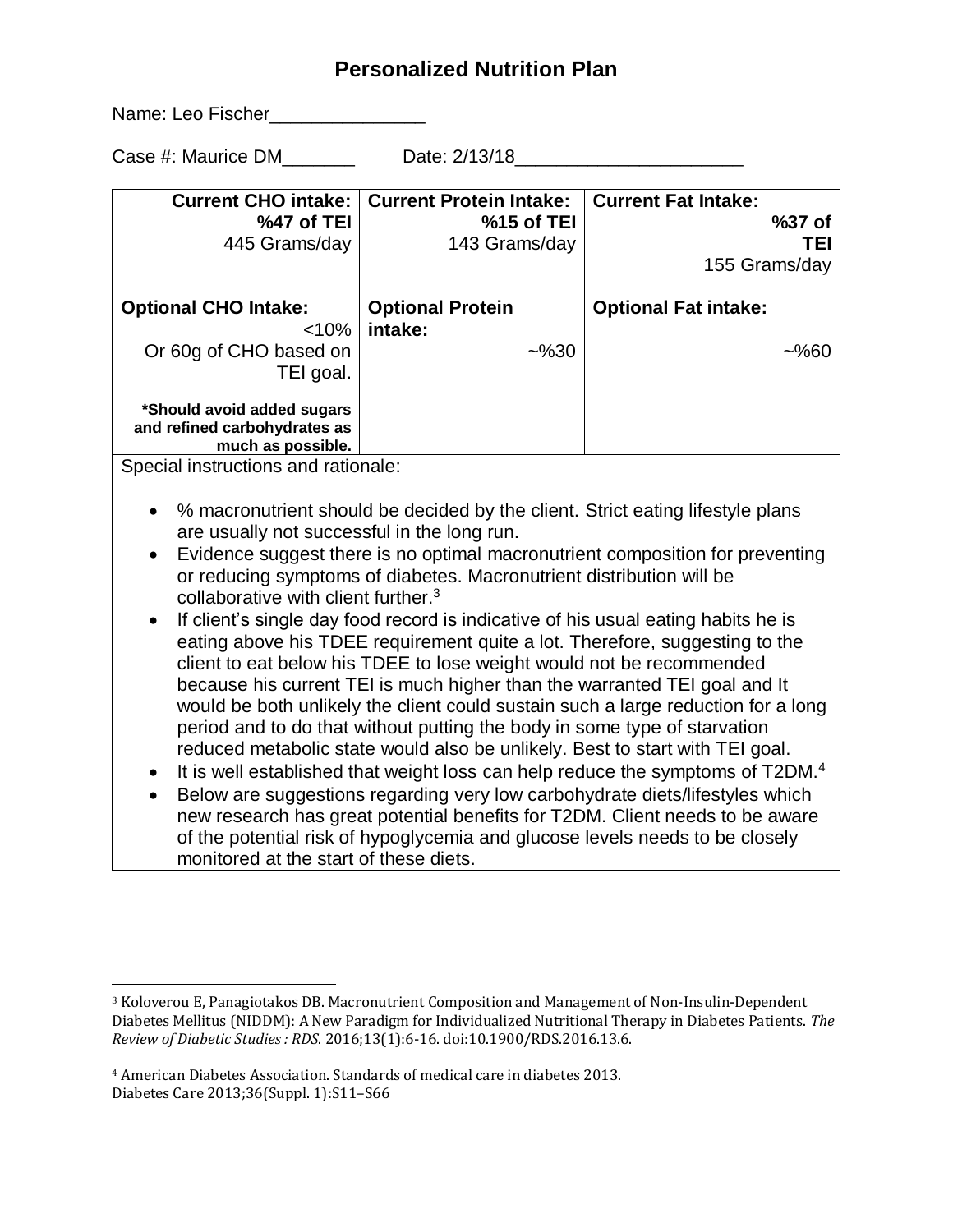# Personalized Nutrition Plan

Name: Leo Fischer_______________

Case #: Maurice DM_______ Date: 2/13/18______________________

| **Current CHO intake:** **%47 of TEI** 445 Grams/day | **Current Protein Intake:** **%15 of TEI** 143 Grams/day | **Current Fat Intake:** **%37 of TEI** 155 Grams/day |
|---|---|---|
| **Optional CHO Intake:** <10% Or 60g of CHO based on TEI goal. **\*Should avoid added sugars and refined carbohydrates as much as possible.** | **Optional Protein intake:** ~%30 | **Optional Fat intake:** ~%60 |

Special instructions and rationale:

- % macronutrient should be decided by the client. Strict eating lifestyle plans are usually not successful in the long run.
- Evidence suggest there is no optimal macronutrient composition for preventing or reducing symptoms of diabetes. Macronutrient distribution will be collaborative with client further.[3]
- If client's single day food record is indicative of his usual eating habits he is eating above his TDEE requirement quite a lot. Therefore, suggesting to the client to eat below his TDEE to lose weight would not be recommended because his current TEI is much higher than the warranted TEI goal and It would be both unlikely the client could sustain such a large reduction for a long period and to do that without putting the body in some type of starvation reduced metabolic state would also be unlikely. Best to start with TEI goal.
- It is well established that weight loss can help reduce the symptoms of T2DM.[4]
- Below are suggestions regarding very low carbohydrate diets/lifestyles which new research has great potential benefits for T2DM. Client needs to be aware of the potential risk of hypoglycemia and glucose levels needs to be closely monitored at the start of these diets.

---

[3] Koloverou E, Panagiotakos DB. Macronutrient Composition and Management of Non-Insulin-Dependent Diabetes Mellitus (NIDDM): A New Paradigm for Individualized Nutritional Therapy in Diabetes Patients. *The Review of Diabetic Studies : RDS*. 2016;13(1):6-16. doi:10.1900/RDS.2016.13.6.

[4] American Diabetes Association. Standards of medical care in diabetes 2013. Diabetes Care 2013;36(Suppl. 1):S11–S66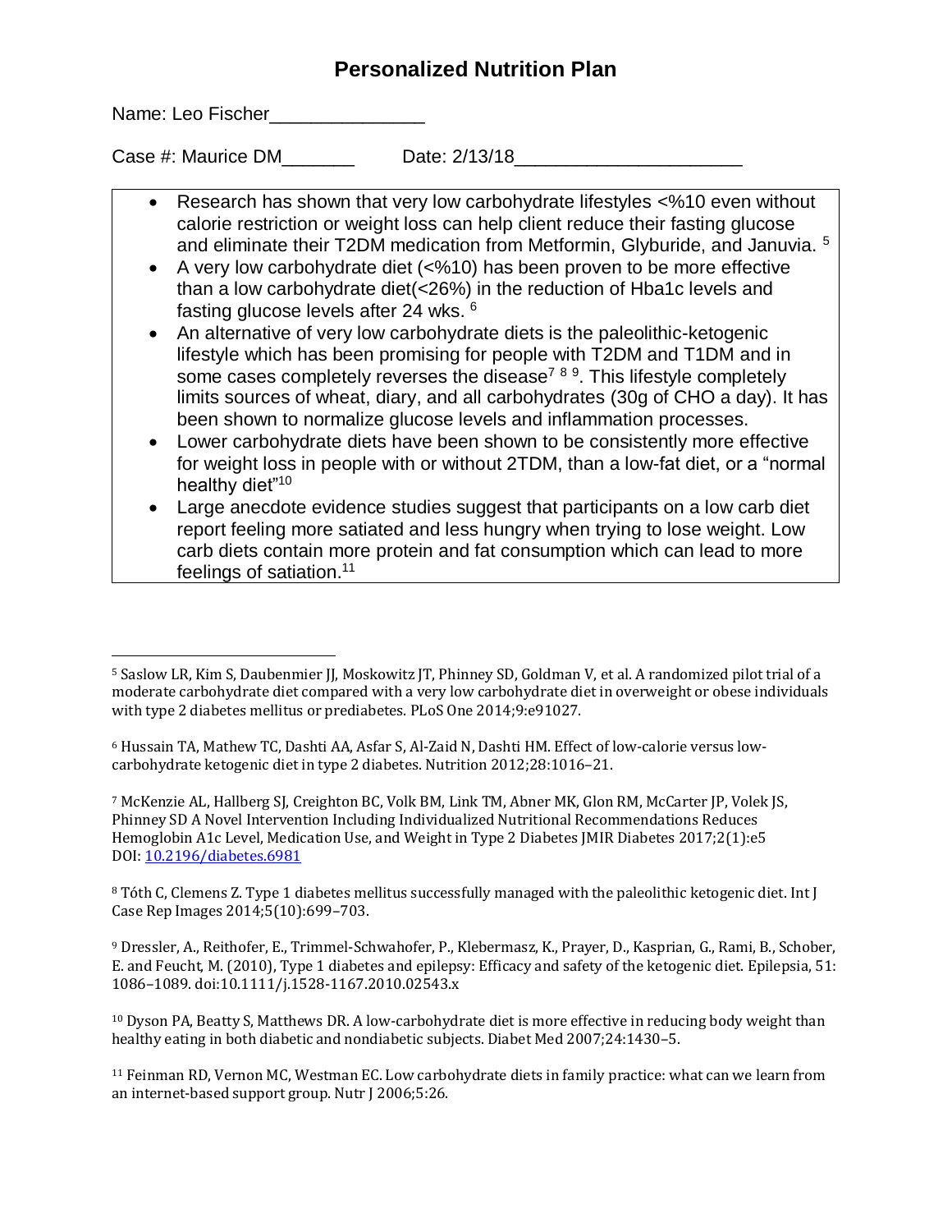# Personalized Nutrition Plan

Name: Leo Fischer_______________

Case #: Maurice DM_______ Date: 2/13/18______________________

- Research has shown that very low carbohydrate lifestyles <%10 even without calorie restriction or weight loss can help client reduce their fasting glucose and eliminate their T2DM medication from Metformin, Glyburide, and Januvia. [5]
- A very low carbohydrate diet (<%10) has been proven to be more effective than a low carbohydrate diet(<26%) in the reduction of Hba1c levels and fasting glucose levels after 24 wks. [6]
- An alternative of very low carbohydrate diets is the paleolithic-ketogenic lifestyle which has been promising for people with T2DM and T1DM and in some cases completely reverses the disease[7] [8] [9]. This lifestyle completely limits sources of wheat, diary, and all carbohydrates (30g of CHO a day). It has been shown to normalize glucose levels and inflammation processes.
- Lower carbohydrate diets have been shown to be consistently more effective for weight loss in people with or without 2TDM, than a low-fat diet, or a "normal healthy diet"[10]
- Large anecdote evidence studies suggest that participants on a low carb diet report feeling more satiated and less hungry when trying to lose weight. Low carb diets contain more protein and fat consumption which can lead to more feelings of satiation.[11]

---

[5] Saslow LR, Kim S, Daubenmier JJ, Moskowitz JT, Phinney SD, Goldman V, et al. A randomized pilot trial of a moderate carbohydrate diet compared with a very low carbohydrate diet in overweight or obese individuals with type 2 diabetes mellitus or prediabetes. PLoS One 2014;9:e91027.

[6] Hussain TA, Mathew TC, Dashti AA, Asfar S, Al-Zaid N, Dashti HM. Effect of low-calorie versus low-carbohydrate ketogenic diet in type 2 diabetes. Nutrition 2012;28:1016–21.

[7] McKenzie AL, Hallberg SJ, Creighton BC, Volk BM, Link TM, Abner MK, Glon RM, McCarter JP, Volek JS, Phinney SD A Novel Intervention Including Individualized Nutritional Recommendations Reduces Hemoglobin A1c Level, Medication Use, and Weight in Type 2 Diabetes JMIR Diabetes 2017;2(1):e5 DOI: 10.2196/diabetes.6981

[8] Tóth C, Clemens Z. Type 1 diabetes mellitus successfully managed with the paleolithic ketogenic diet. Int J Case Rep Images 2014;5(10):699–703.

[9] Dressler, A., Reithofer, E., Trimmel-Schwahofer, P., Klebermasz, K., Prayer, D., Kasprian, G., Rami, B., Schober, E. and Feucht, M. (2010), Type 1 diabetes and epilepsy: Efficacy and safety of the ketogenic diet. Epilepsia, 51: 1086–1089. doi:10.1111/j.1528-1167.2010.02543.x

[10] Dyson PA, Beatty S, Matthews DR. A low-carbohydrate diet is more effective in reducing body weight than healthy eating in both diabetic and nondiabetic subjects. Diabet Med 2007;24:1430–5.

[11] Feinman RD, Vernon MC, Westman EC. Low carbohydrate diets in family practice: what can we learn from an internet-based support group. Nutr J 2006;5:26.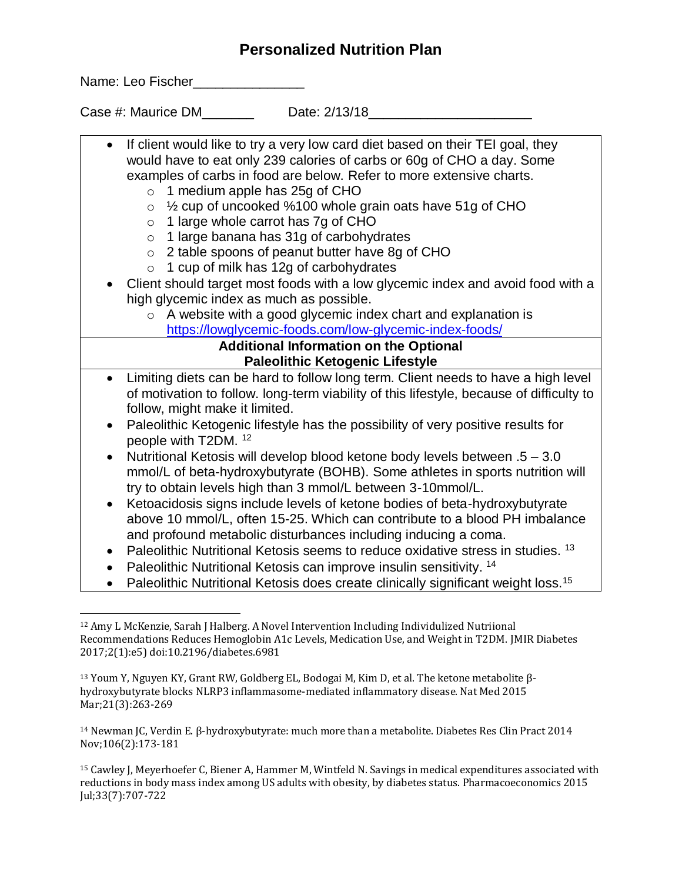# Personalized Nutrition Plan

Name: Leo Fischer_______________

Case #: Maurice DM_______ Date: 2/13/18______________________

- If client would like to try a very low card diet based on their TEI goal, they would have to eat only 239 calories of carbs or 60g of CHO a day. Some examples of carbs in food are below. Refer to more extensive charts.
  - 1 medium apple has 25g of CHO
  - ½ cup of uncooked %100 whole grain oats have 51g of CHO
  - 1 large whole carrot has 7g of CHO
  - 1 large banana has 31g of carbohydrates
  - 2 table spoons of peanut butter have 8g of CHO
  - 1 cup of milk has 12g of carbohydrates
- Client should target most foods with a low glycemic index and avoid food with a high glycemic index as much as possible.
  - A website with a good glycemic index chart and explanation is https://lowglycemic-foods.com/low-glycemic-index-foods/

**Additional Information on the Optional Paleolithic Ketogenic Lifestyle**

- Limiting diets can be hard to follow long term. Client needs to have a high level of motivation to follow. long-term viability of this lifestyle, because of difficulty to follow, might make it limited.
- Paleolithic Ketogenic lifestyle has the possibility of very positive results for people with T2DM. [12]
- Nutritional Ketosis will develop blood ketone body levels between .5 – 3.0 mmol/L of beta-hydroxybutyrate (BOHB). Some athletes in sports nutrition will try to obtain levels high than 3 mmol/L between 3-10mmol/L.
- Ketoacidosis signs include levels of ketone bodies of beta-hydroxybutyrate above 10 mmol/L, often 15-25. Which can contribute to a blood PH imbalance and profound metabolic disturbances including inducing a coma.
- Paleolithic Nutritional Ketosis seems to reduce oxidative stress in studies. [13]
- Paleolithic Nutritional Ketosis can improve insulin sensitivity. [14]
- Paleolithic Nutritional Ketosis does create clinically significant weight loss.[15]

---

[12] Amy L McKenzie, Sarah J Halberg. A Novel Intervention Including Individulized Nutriional Recommendations Reduces Hemoglobin A1c Levels, Medication Use, and Weight in T2DM. JMIR Diabetes 2017;2(1):e5) doi:10.2196/diabetes.6981

[13] Youm Y, Nguyen KY, Grant RW, Goldberg EL, Bodogai M, Kim D, et al. The ketone metabolite β-hydroxybutyrate blocks NLRP3 inflammasome-mediated inflammatory disease. Nat Med 2015 Mar;21(3):263-269

[14] Newman JC, Verdin E. β-hydroxybutyrate: much more than a metabolite. Diabetes Res Clin Pract 2014 Nov;106(2):173-181

[15] Cawley J, Meyerhoefer C, Biener A, Hammer M, Wintfeld N. Savings in medical expenditures associated with reductions in body mass index among US adults with obesity, by diabetes status. Pharmacoeconomics 2015 Jul;33(7):707-722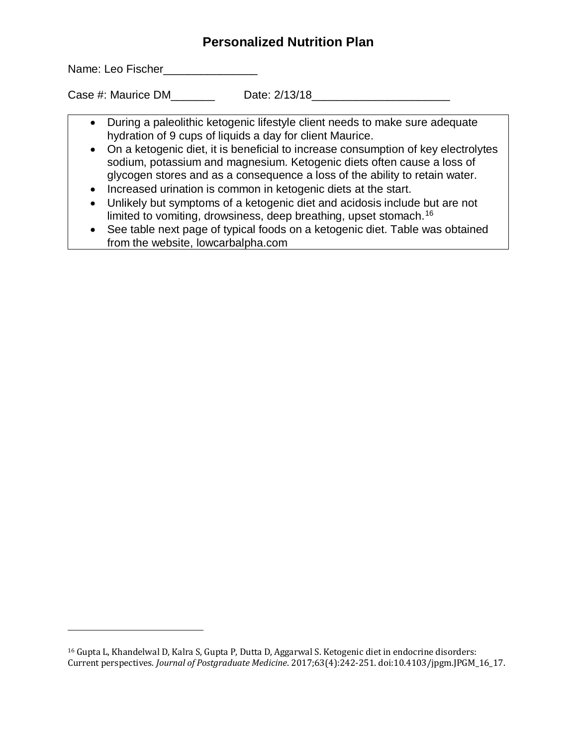# Personalized Nutrition Plan

Name: Leo Fischer_______________

Case #: Maurice DM_______ Date: 2/13/18______________________

- During a paleolithic ketogenic lifestyle client needs to make sure adequate hydration of 9 cups of liquids a day for client Maurice.
- On a ketogenic diet, it is beneficial to increase consumption of key electrolytes sodium, potassium and magnesium. Ketogenic diets often cause a loss of glycogen stores and as a consequence a loss of the ability to retain water.
- Increased urination is common in ketogenic diets at the start.
- Unlikely but symptoms of a ketogenic diet and acidosis include but are not limited to vomiting, drowsiness, deep breathing, upset stomach.[16]
- See table next page of typical foods on a ketogenic diet. Table was obtained from the website, lowcarbalpha.com

---

[16] Gupta L, Khandelwal D, Kalra S, Gupta P, Dutta D, Aggarwal S. Ketogenic diet in endocrine disorders: Current perspectives. *Journal of Postgraduate Medicine*. 2017;63(4):242-251. doi:10.4103/jpgm.JPGM_16_17.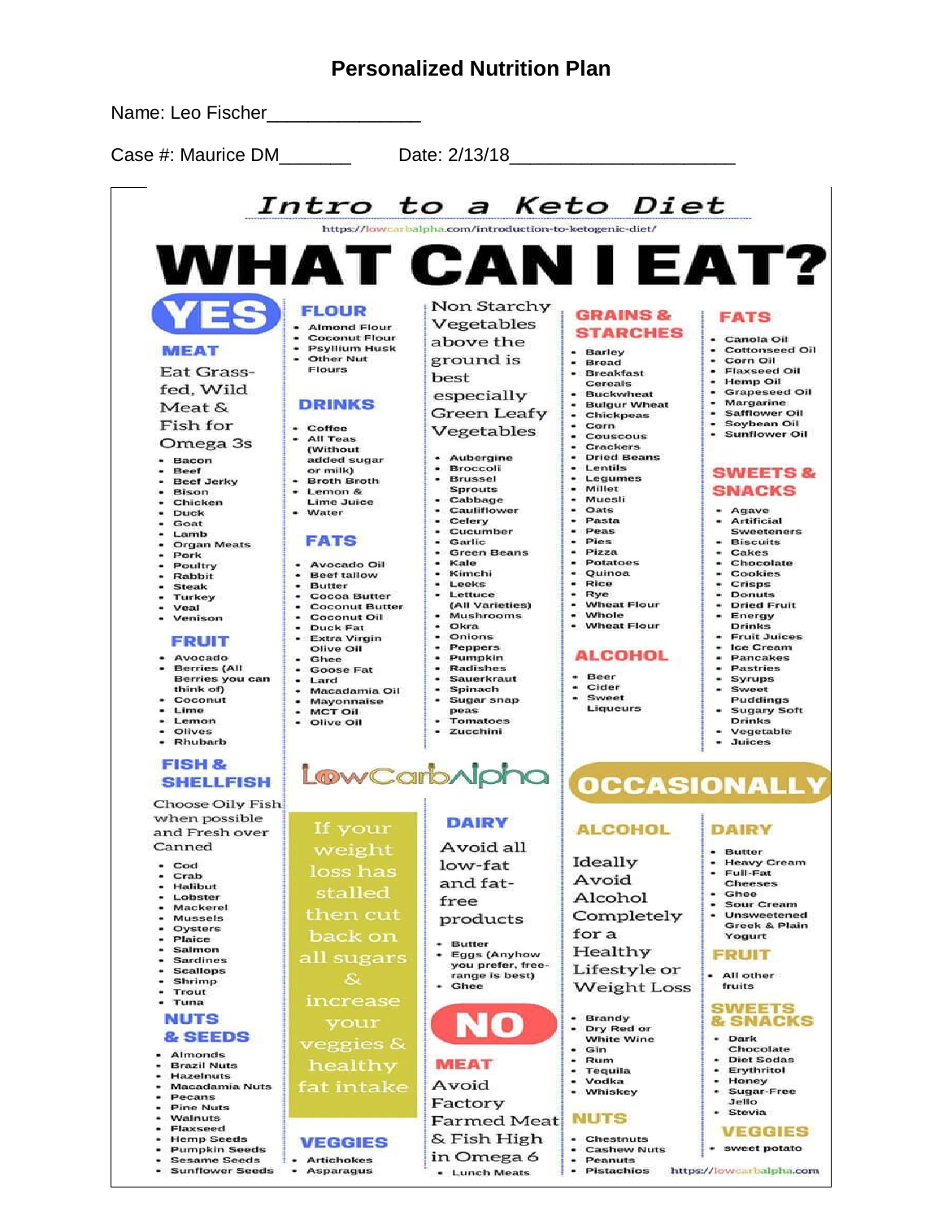# Personalized Nutrition Plan

Name: Leo Fischer_______________

Case #: Maurice DM_______ Date: 2/13/18______________________

## Intro to a Keto Diet

https://lowcarbalpha.com/introduction-to-ketogenic-diet/

# WHAT CAN I EAT?

## YES

### MEAT

Eat Grass-fed, Wild Meat & Fish for Omega 3s

- Bacon
- Beef
- Beef Jerky
- Bison
- Chicken
- Duck
- Goat
- Lamb
- Organ Meats
- Pork
- Poultry
- Rabbit
- Steak
- Turkey
- Veal
- Venison

### FRUIT

- Avocado
- Berries (All Berries you can think of)
- Coconut
- Lime
- Lemon
- Olives
- Rhubarb

### FISH & SHELLFISH

Choose Oily Fish when possible and Fresh over Canned

- Cod
- Crab
- Halibut
- Lobster
- Mackerel
- Mussels
- Oysters
- Plaice
- Salmon
- Sardines
- Scallops
- Shrimp
- Trout
- Tuna

### NUTS & SEEDS

- Almonds
- Brazil Nuts
- Hazelnuts
- Macadamia Nuts
- Pecans
- Pine Nuts
- Walnuts
- Flaxseed
- Hemp Seeds
- Pumpkin Seeds
- Sesame Seeds
- Sunflower Seeds

### FLOUR

- Almond Flour
- Coconut Flour
- Psyllium Husk
- Other Nut Flours

### DRINKS

- Coffee
- All Teas (Without added sugar or milk)
- Broth Broth
- Lemon & Lime Juice
- Water

### FATS

- Avocado Oil
- Beef tallow
- Butter
- Cocoa Butter
- Coconut Butter
- Coconut Oil
- Duck Fat
- Extra Virgin Olive Oil
- Ghee
- Goose Fat
- Lard
- Macadamia Oil
- Mayonnaise
- MCT Oil
- Olive Oil

If your weight loss has stalled then cut back on all sugars & increase your veggies & healthy fat intake

### VEGGIES

- Artichokes
- Asparagus

Non Starchy Vegetables above the ground is best especially Green Leafy Vegetables

- Aubergine
- Broccoli
- Brussel Sprouts
- Cabbage
- Cauliflower
- Celery
- Cucumber
- Garlic
- Green Beans
- Kale
- Kimchi
- Leeks
- Lettuce (All Varieties)
- Mushrooms
- Okra
- Onions
- Peppers
- Pumpkin
- Radishes
- Sauerkraut
- Spinach
- Sugar snap peas
- Tomatoes
- Zucchini

LowCarbAlpha

### DAIRY

Avoid all low-fat and fat-free products

- Butter
- Eggs (Anyhow you prefer, free-range is best)
- Ghee

## NO

### GRAINS & STARCHES

- Barley
- Bread
- Breakfast Cereals
- Buckwheat
- Bulgur Wheat
- Chickpeas
- Corn
- Couscous
- Crackers
- Dried Beans
- Lentils
- Legumes
- Millet
- Muesli
- Oats
- Pasta
- Peas
- Pies
- Pizza
- Potatoes
- Quinoa
- Rice
- Rye
- Wheat Flour
- Whole Wheat Flour

### ALCOHOL

- Beer
- Cider
- Sweet Liqueurs

### FATS

- Canola Oil
- Cottonseed Oil
- Corn Oil
- Flaxseed Oil
- Hemp Oil
- Grapeseed Oil
- Margarine
- Safflower Oil
- Soybean Oil
- Sunflower Oil

### SWEETS & SNACKS

- Agave
- Artificial Sweeteners
- Biscuits
- Cakes
- Chocolate
- Cookies
- Crisps
- Donuts
- Dried Fruit
- Energy Drinks
- Fruit Juices
- Ice Cream
- Pancakes
- Pastries
- Syrups
- Sweet Puddings
- Sugary Soft Drinks
- Vegetable Juices

### MEAT

Avoid Factory Farmed Meat & Fish High in Omega 6

- Lunch Meats

## OCCASIONALLY

### ALCOHOL

Ideally Avoid Alcohol Completely for a Healthy Lifestyle or Weight Loss

- Brandy
- Dry Red or White Wine
- Gin
- Rum
- Tequila
- Vodka
- Whiskey

### NUTS

- Chestnuts
- Cashew Nuts
- Peanuts
- Pistachios

### DAIRY

- Butter
- Heavy Cream
- Full-Fat Cheeses
- Ghee
- Sour Cream
- Unsweetened Greek & Plain Yogurt

### FRUIT

- All other fruits

### SWEETS & SNACKS

- Dark Chocolate
- Diet Sodas
- Erythritol
- Honey
- Sugar-Free Jello
- Stevia

### VEGGIES

- sweet potato

https://lowcarbalpha.com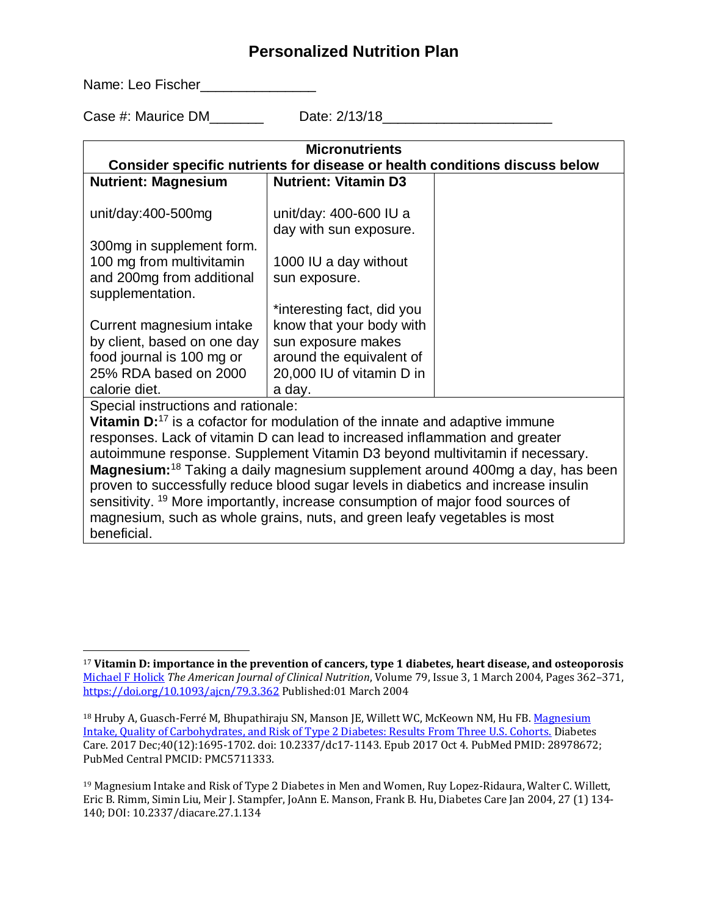# Personalized Nutrition Plan

Name: Leo Fischer_______________

Case #: Maurice DM_______ Date: 2/13/18______________________

| Micronutrients<br>Consider specific nutrients for disease or health conditions discuss below | | |
|---|---|---|
| **Nutrient: Magnesium**<br><br>unit/day:400-500mg<br><br>300mg in supplement form. 100 mg from multivitamin and 200mg from additional supplementation.<br><br>Current magnesium intake by client, based on one day food journal is 100 mg or 25% RDA based on 2000 calorie diet. | **Nutrient: Vitamin D3**<br><br>unit/day: 400-600 IU a day with sun exposure.<br><br>1000 IU a day without sun exposure.<br><br>*interesting fact, did you know that your body with sun exposure makes around the equivalent of 20,000 IU of vitamin D in a day. | |
| Special instructions and rationale:<br>**Vitamin D:**[17] is a cofactor for modulation of the innate and adaptive immune responses. Lack of vitamin D can lead to increased inflammation and greater autoimmune response. Supplement Vitamin D3 beyond multivitamin if necessary.<br>**Magnesium:**[18] Taking a daily magnesium supplement around 400mg a day, has been proven to successfully reduce blood sugar levels in diabetics and increase insulin sensitivity. [19] More importantly, increase consumption of major food sources of magnesium, such as whole grains, nuts, and green leafy vegetables is most beneficial. | | |

---

[17] **Vitamin D: importance in the prevention of cancers, type 1 diabetes, heart disease, and osteoporosis** Michael F Holick *The American Journal of Clinical Nutrition*, Volume 79, Issue 3, 1 March 2004, Pages 362–371, https://doi.org/10.1093/ajcn/79.3.362 Published:01 March 2004

[18] Hruby A, Guasch-Ferré M, Bhupathiraju SN, Manson JE, Willett WC, McKeown NM, Hu FB. Magnesium Intake, Quality of Carbohydrates, and Risk of Type 2 Diabetes: Results From Three U.S. Cohorts. Diabetes Care. 2017 Dec;40(12):1695-1702. doi: 10.2337/dc17-1143. Epub 2017 Oct 4. PubMed PMID: 28978672; PubMed Central PMCID: PMC5711333.

[19] Magnesium Intake and Risk of Type 2 Diabetes in Men and Women, Ruy Lopez-Ridaura, Walter C. Willett, Eric B. Rimm, Simin Liu, Meir J. Stampfer, JoAnn E. Manson, Frank B. Hu, Diabetes Care Jan 2004, 27 (1) 134-140; DOI: 10.2337/diacare.27.1.134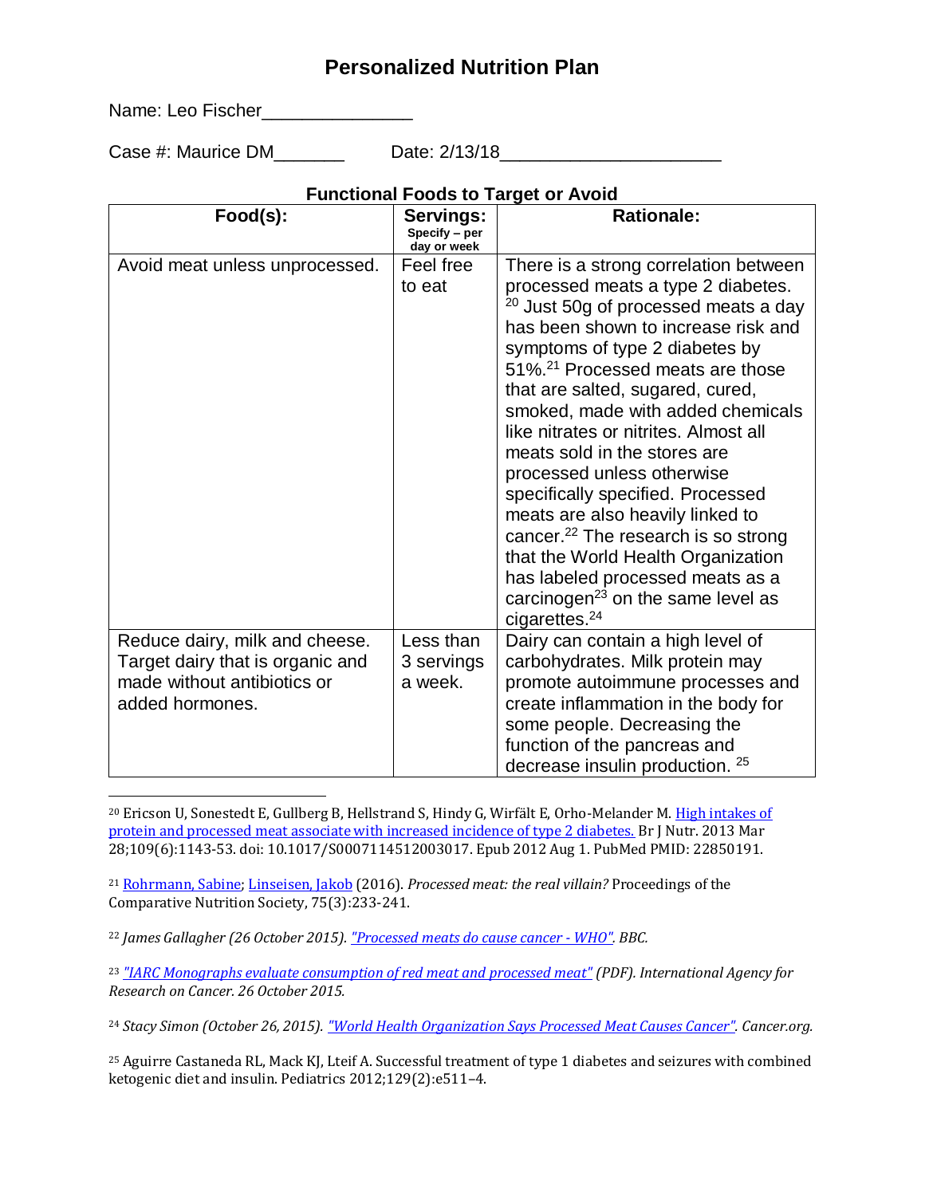# Personalized Nutrition Plan

Name: Leo Fischer_______________

Case #: Maurice DM_______ Date: 2/13/18______________________

**Functional Foods to Target or Avoid**

| Food(s): | Servings: Specify – per day or week | Rationale: |
|---|---|---|
| Avoid meat unless unprocessed. | Feel free to eat | There is a strong correlation between processed meats a type 2 diabetes. [20] Just 50g of processed meats a day has been shown to increase risk and symptoms of type 2 diabetes by 51%.[21] Processed meats are those that are salted, sugared, cured, smoked, made with added chemicals like nitrates or nitrites. Almost all meats sold in the stores are processed unless otherwise specifically specified. Processed meats are also heavily linked to cancer.[22] The research is so strong that the World Health Organization has labeled processed meats as a carcinogen[23] on the same level as cigarettes.[24] |
| Reduce dairy, milk and cheese. Target dairy that is organic and made without antibiotics or added hormones. | Less than 3 servings a week. | Dairy can contain a high level of carbohydrates. Milk protein may promote autoimmune processes and create inflammation in the body for some people. Decreasing the function of the pancreas and decrease insulin production. [25] |

[20] Ericson U, Sonestedt E, Gullberg B, Hellstrand S, Hindy G, Wirfält E, Orho-Melander M. High intakes of protein and processed meat associate with increased incidence of type 2 diabetes. Br J Nutr. 2013 Mar 28;109(6):1143-53. doi: 10.1017/S0007114512003017. Epub 2012 Aug 1. PubMed PMID: 22850191.

[21] Rohrmann, Sabine; Linseisen, Jakob (2016). *Processed meat: the real villain?* Proceedings of the Comparative Nutrition Society, 75(3):233-241.

[22] *James Gallagher (26 October 2015). "Processed meats do cause cancer - WHO". BBC.*

[23] *"IARC Monographs evaluate consumption of red meat and processed meat" (PDF). International Agency for Research on Cancer. 26 October 2015.*

[24] *Stacy Simon (October 26, 2015). "World Health Organization Says Processed Meat Causes Cancer". Cancer.org.*

[25] Aguirre Castaneda RL, Mack KJ, Lteif A. Successful treatment of type 1 diabetes and seizures with combined ketogenic diet and insulin. Pediatrics 2012;129(2):e511–4.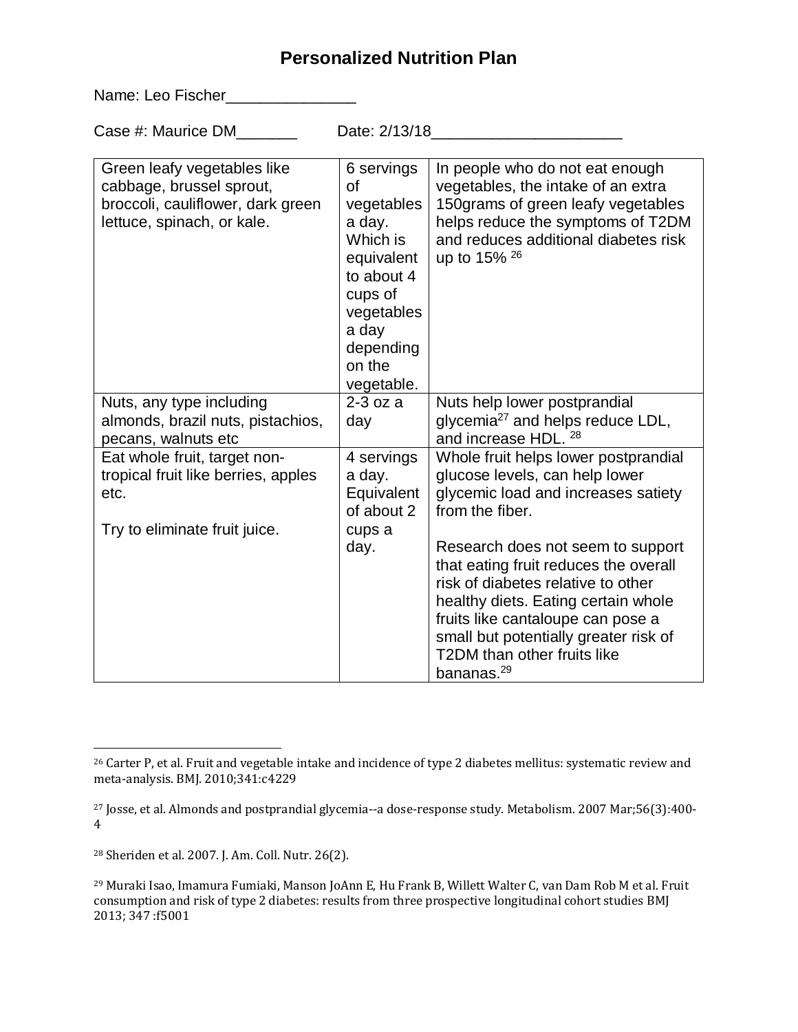# Personalized Nutrition Plan

Name: Leo Fischer_______________

Case #: Maurice DM_______ Date: 2/13/18______________________

| | | |
|---|---|---|
| Green leafy vegetables like cabbage, brussel sprout, broccoli, cauliflower, dark green lettuce, spinach, or kale. | 6 servings of vegetables a day. Which is equivalent to about 4 cups of vegetables a day depending on the vegetable. | In people who do not eat enough vegetables, the intake of an extra 150grams of green leafy vegetables helps reduce the symptoms of T2DM and reduces additional diabetes risk up to 15% [26] |
| Nuts, any type including almonds, brazil nuts, pistachios, pecans, walnuts etc | 2-3 oz a day | Nuts help lower postprandial glycemia[27] and helps reduce LDL, and increase HDL. [28] |
| Eat whole fruit, target non-tropical fruit like berries, apples etc.<br><br>Try to eliminate fruit juice. | 4 servings a day. Equivalent of about 2 cups a day. | Whole fruit helps lower postprandial glucose levels, can help lower glycemic load and increases satiety from the fiber.<br><br>Research does not seem to support that eating fruit reduces the overall risk of diabetes relative to other healthy diets. Eating certain whole fruits like cantaloupe can pose a small but potentially greater risk of T2DM than other fruits like bananas.[29] |

---

[26] Carter P, et al. Fruit and vegetable intake and incidence of type 2 diabetes mellitus: systematic review and meta-analysis. BMJ. 2010;341:c4229

[27] Josse, et al. Almonds and postprandial glycemia--a dose-response study. Metabolism. 2007 Mar;56(3):400-4

[28] Sheriden et al. 2007. J. Am. Coll. Nutr. 26(2).

[29] Muraki Isao, Imamura Fumiaki, Manson JoAnn E, Hu Frank B, Willett Walter C, van Dam Rob M et al. Fruit consumption and risk of type 2 diabetes: results from three prospective longitudinal cohort studies BMJ 2013; 347 :f5001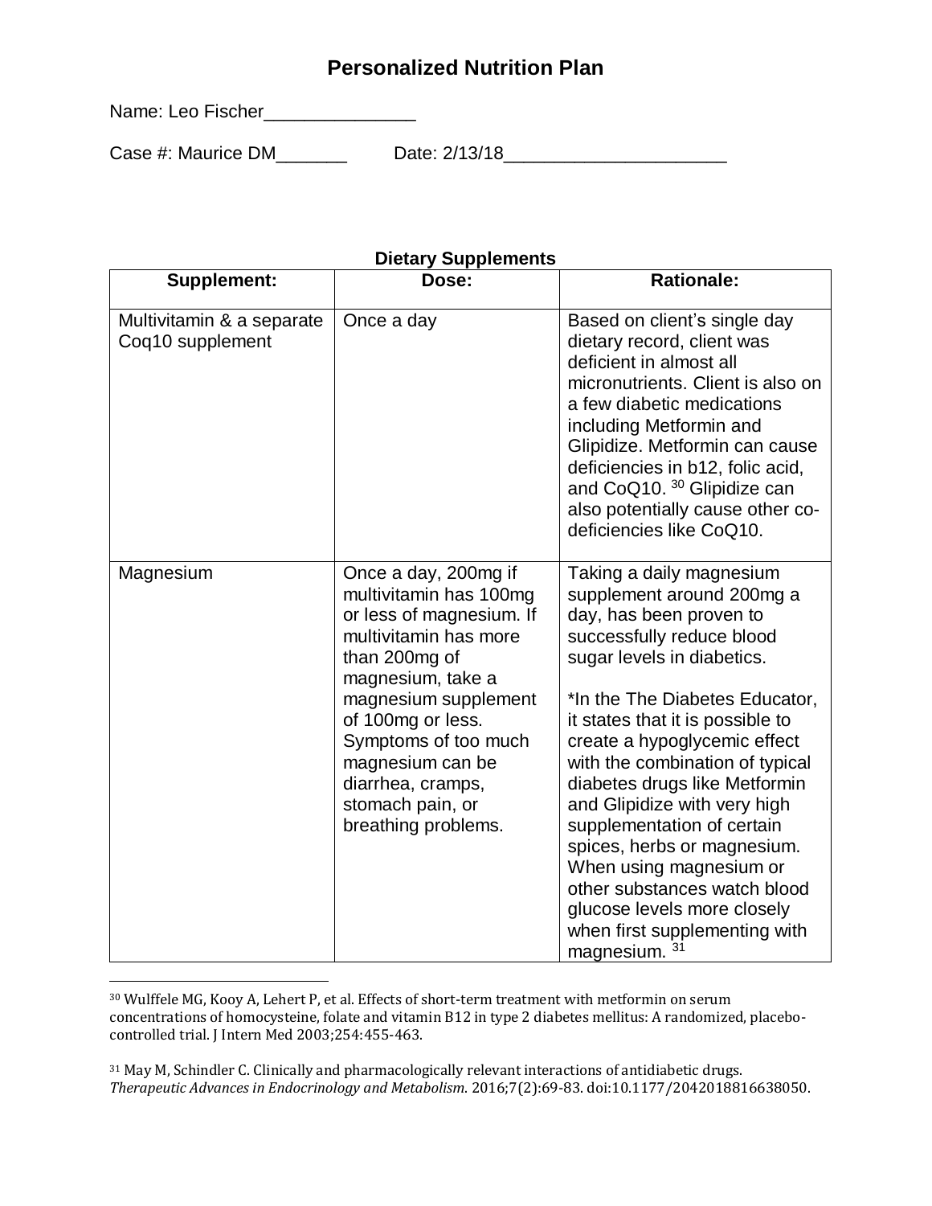# Personalized Nutrition Plan

Name: Leo Fischer_______________

Case #: Maurice DM_______ Date: 2/13/18______________________

**Dietary Supplements**

| Supplement: | Dose: | Rationale: |
|---|---|---|
| Multivitamin & a separate Coq10 supplement | Once a day | Based on client's single day dietary record, client was deficient in almost all micronutrients. Client is also on a few diabetic medications including Metformin and Glipidize. Metformin can cause deficiencies in b12, folic acid, and CoQ10. [30] Glipidize can also potentially cause other co-deficiencies like CoQ10. |
| Magnesium | Once a day, 200mg if multivitamin has 100mg or less of magnesium. If multivitamin has more than 200mg of magnesium, take a magnesium supplement of 100mg or less. Symptoms of too much magnesium can be diarrhea, cramps, stomach pain, or breathing problems. | Taking a daily magnesium supplement around 200mg a day, has been proven to successfully reduce blood sugar levels in diabetics.<br><br>*In the The Diabetes Educator, it states that it is possible to create a hypoglycemic effect with the combination of typical diabetes drugs like Metformin and Glipidize with very high supplementation of certain spices, herbs or magnesium. When using magnesium or other substances watch blood glucose levels more closely when first supplementing with magnesium. [31] |

[30] Wulffele MG, Kooy A, Lehert P, et al. Effects of short-term treatment with metformin on serum concentrations of homocysteine, folate and vitamin B12 in type 2 diabetes mellitus: A randomized, placebo-controlled trial. J Intern Med 2003;254:455-463.

[31] May M, Schindler C. Clinically and pharmacologically relevant interactions of antidiabetic drugs. *Therapeutic Advances in Endocrinology and Metabolism.* 2016;7(2):69-83. doi:10.1177/2042018816638050.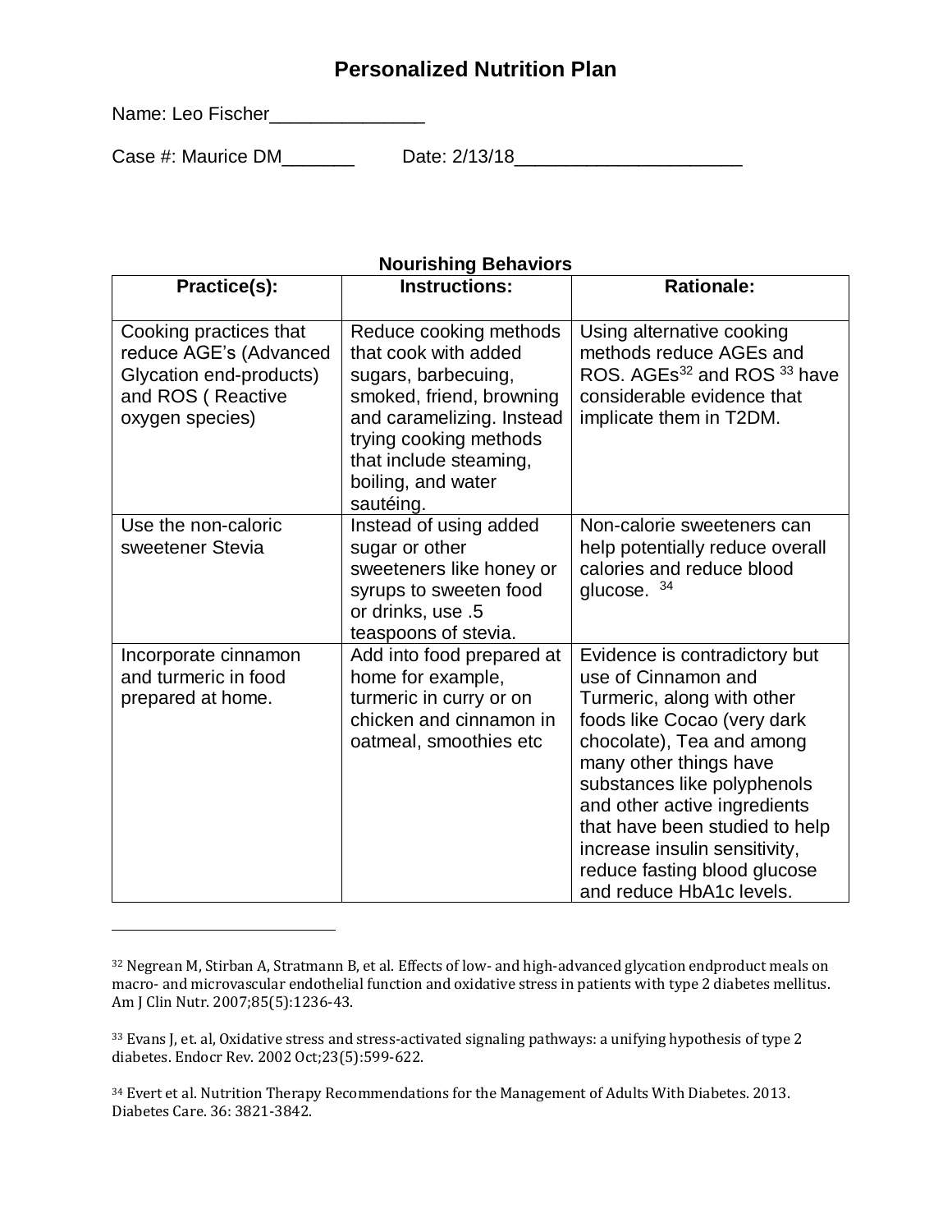# Personalized Nutrition Plan

Name: Leo Fischer_______________

Case #: Maurice DM_______ Date: 2/13/18______________________

**Nourishing Behaviors**

| Practice(s): | Instructions: | Rationale: |
|---|---|---|
| Cooking practices that reduce AGE's (Advanced Glycation end-products) and ROS ( Reactive oxygen species) | Reduce cooking methods that cook with added sugars, barbecuing, smoked, friend, browning and caramelizing. Instead trying cooking methods that include steaming, boiling, and water sautéing. | Using alternative cooking methods reduce AGEs and ROS. AGEs[32] and ROS [33] have considerable evidence that implicate them in T2DM. |
| Use the non-caloric sweetener Stevia | Instead of using added sugar or other sweeteners like honey or syrups to sweeten food or drinks, use .5 teaspoons of stevia. | Non-calorie sweeteners can help potentially reduce overall calories and reduce blood glucose. [34] |
| Incorporate cinnamon and turmeric in food prepared at home. | Add into food prepared at home for example, turmeric in curry or on chicken and cinnamon in oatmeal, smoothies etc | Evidence is contradictory but use of Cinnamon and Turmeric, along with other foods like Cocao (very dark chocolate), Tea and among many other things have substances like polyphenols and other active ingredients that have been studied to help increase insulin sensitivity, reduce fasting blood glucose and reduce HbA1c levels. |

---

[32] Negrean M, Stirban A, Stratmann B, et al. Effects of low- and high-advanced glycation endproduct meals on macro- and microvascular endothelial function and oxidative stress in patients with type 2 diabetes mellitus. Am J Clin Nutr. 2007;85(5):1236-43.

[33] Evans J, et. al, Oxidative stress and stress-activated signaling pathways: a unifying hypothesis of type 2 diabetes. Endocr Rev. 2002 Oct;23(5):599-622.

[34] Evert et al. Nutrition Therapy Recommendations for the Management of Adults With Diabetes. 2013. Diabetes Care. 36: 3821-3842.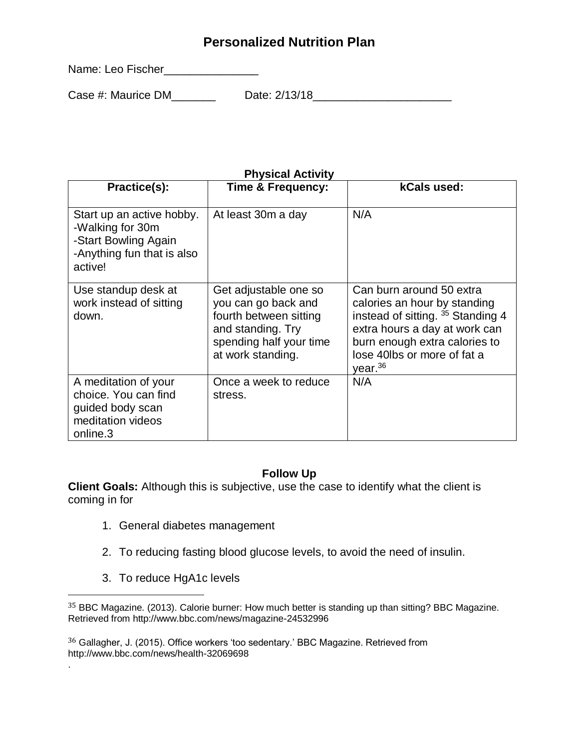# Personalized Nutrition Plan

Name: Leo Fischer_______________

Case #: Maurice DM_______ Date: 2/13/18______________________

**Physical Activity**

| Practice(s): | Time & Frequency: | kCals used: |
|---|---|---|
| Start up an active hobby.<br>-Walking for 30m<br>-Start Bowling Again<br>-Anything fun that is also active! | At least 30m a day | N/A |
| Use standup desk at work instead of sitting down. | Get adjustable one so you can go back and fourth between sitting and standing. Try spending half your time at work standing. | Can burn around 50 extra calories an hour by standing instead of sitting. [35] Standing 4 extra hours a day at work can burn enough extra calories to lose 40lbs or more of fat a year.[36] |
| A meditation of your choice. You can find guided body scan meditation videos online.3 | Once a week to reduce stress. | N/A |

**Follow Up**

**Client Goals:** Although this is subjective, use the case to identify what the client is coming in for

1. General diabetes management
2. To reducing fasting blood glucose levels, to avoid the need of insulin.
3. To reduce HgA1c levels

---

[35] BBC Magazine. (2013). Calorie burner: How much better is standing up than sitting? BBC Magazine. Retrieved from http://www.bbc.com/news/magazine-24532996

[36] Gallagher, J. (2015). Office workers 'too sedentary.' BBC Magazine. Retrieved from http://www.bbc.com/news/health-32069698

.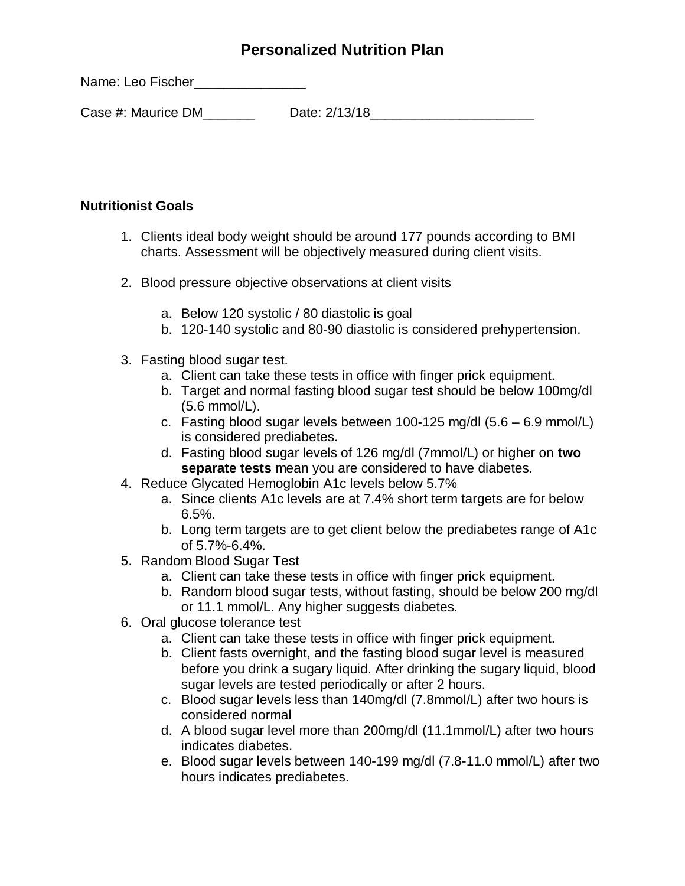# Personalized Nutrition Plan

Name: Leo Fischer_______________

Case #: Maurice DM_______ Date: 2/13/18______________________

**Nutritionist Goals**

1. Clients ideal body weight should be around 177 pounds according to BMI charts. Assessment will be objectively measured during client visits.

2. Blood pressure objective observations at client visits

   a. Below 120 systolic / 80 diastolic is goal
   b. 120-140 systolic and 80-90 diastolic is considered prehypertension.

3. Fasting blood sugar test.
   a. Client can take these tests in office with finger prick equipment.
   b. Target and normal fasting blood sugar test should be below 100mg/dl (5.6 mmol/L).
   c. Fasting blood sugar levels between 100-125 mg/dl (5.6 – 6.9 mmol/L) is considered prediabetes.
   d. Fasting blood sugar levels of 126 mg/dl (7mmol/L) or higher on **two separate tests** mean you are considered to have diabetes.
4. Reduce Glycated Hemoglobin A1c levels below 5.7%
   a. Since clients A1c levels are at 7.4% short term targets are for below 6.5%.
   b. Long term targets are to get client below the prediabetes range of A1c of 5.7%-6.4%.
5. Random Blood Sugar Test
   a. Client can take these tests in office with finger prick equipment.
   b. Random blood sugar tests, without fasting, should be below 200 mg/dl or 11.1 mmol/L. Any higher suggests diabetes.
6. Oral glucose tolerance test
   a. Client can take these tests in office with finger prick equipment.
   b. Client fasts overnight, and the fasting blood sugar level is measured before you drink a sugary liquid. After drinking the sugary liquid, blood sugar levels are tested periodically or after 2 hours.
   c. Blood sugar levels less than 140mg/dl (7.8mmol/L) after two hours is considered normal
   d. A blood sugar level more than 200mg/dl (11.1mmol/L) after two hours indicates diabetes.
   e. Blood sugar levels between 140-199 mg/dl (7.8-11.0 mmol/L) after two hours indicates prediabetes.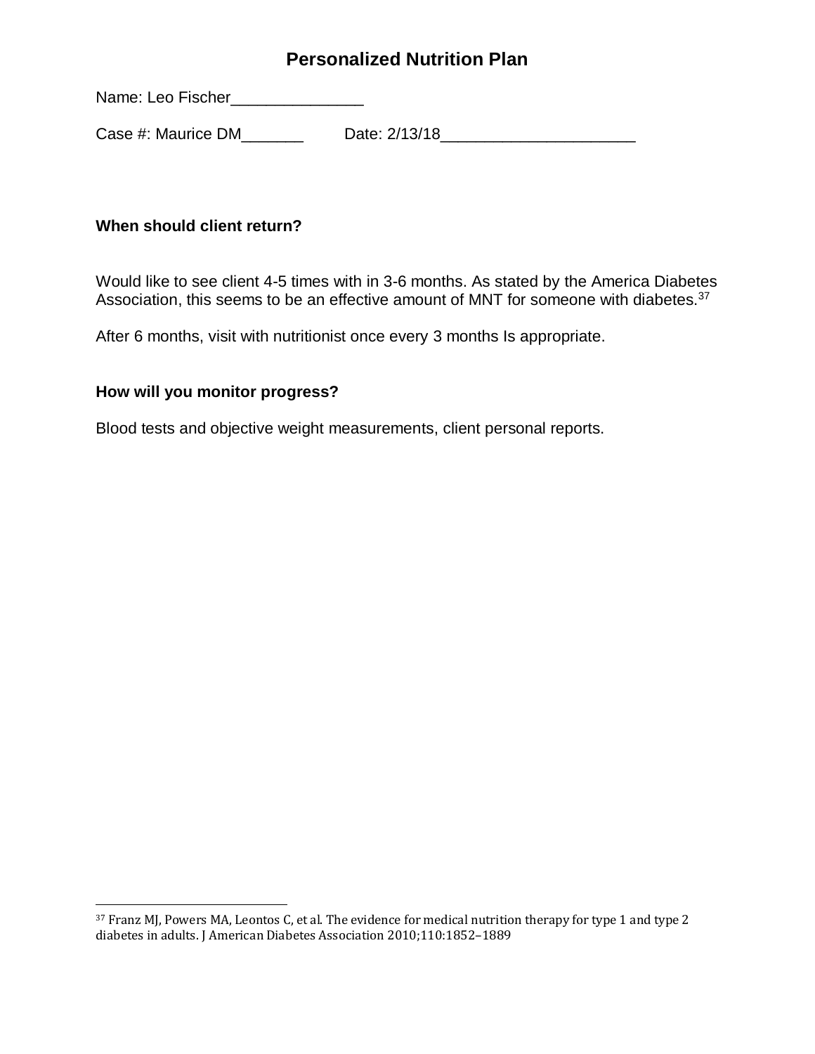# Personalized Nutrition Plan

Name: Leo Fischer_______________

Case #: Maurice DM_______ Date: 2/13/18______________________

**When should client return?**

Would like to see client 4-5 times with in 3-6 months. As stated by the America Diabetes Association, this seems to be an effective amount of MNT for someone with diabetes.[37]

After 6 months, visit with nutritionist once every 3 months Is appropriate.

**How will you monitor progress?**

Blood tests and objective weight measurements, client personal reports.

---

[37] Franz MJ, Powers MA, Leontos C, et al. The evidence for medical nutrition therapy for type 1 and type 2 diabetes in adults. J American Diabetes Association 2010;110:1852–1889